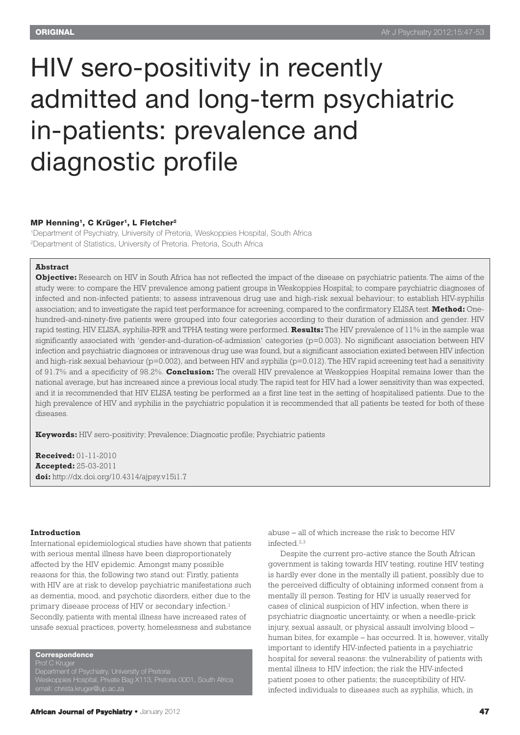**ORIGINAL**

# HIV sero-positivity in recently admitted and long-term psychiatric in-patients: prevalence and diagnostic profile

**MP Henning[1], C Krüger[1], L Fletcher[2]**

[1]Department of Psychiatry, University of Pretoria, Weskoppies Hospital, South Africa
[2]Department of Statistics, University of Pretoria. Pretoria, South Africa

### Abstract

**Objective:** Research on HIV in South Africa has not reflected the impact of the disease on psychiatric patients. The aims of the study were: to compare the HIV prevalence among patient groups in Weskoppies Hospital; to compare psychiatric diagnoses of infected and non-infected patients; to assess intravenous drug use and high-risk sexual behaviour; to establish HIV-syphilis association; and to investigate the rapid test performance for screening, compared to the confirmatory ELISA test. **Method:** One-hundred-and-ninety-five patients were grouped into four categories according to their duration of admission and gender. HIV rapid testing, HIV ELISA, syphilis-RPR and TPHA testing were performed. **Results:** The HIV prevalence of 11% in the sample was significantly associated with 'gender-and-duration-of-admission' categories ($p=0.003$). No significant association between HIV infection and psychiatric diagnoses or intravenous drug use was found, but a significant association existed between HIV infection and high-risk sexual behaviour ($p=0.002$), and between HIV and syphilis ($p=0.012$). The HIV rapid screening test had a sensitivity of 91.7% and a specificity of 98.2%. **Conclusion:** The overall HIV prevalence at Weskoppies Hospital remains lower than the national average, but has increased since a previous local study. The rapid test for HIV had a lower sensitivity than was expected, and it is recommended that HIV ELISA testing be performed as a first line test in the setting of hospitalised patients. Due to the high prevalence of HIV and syphilis in the psychiatric population it is recommended that all patients be tested for both of these diseases.

**Keywords:** HIV sero-positivity; Prevalence; Diagnostic profile; Psychiatric patients

**Received:** 01-11-2010
**Accepted:** 25-03-2011
**doi:** http://dx.doi.org/10.4314/ajpsy.v15i1.7

### Introduction

International epidemiological studies have shown that patients with serious mental illness have been disproportionately affected by the HIV epidemic. Amongst many possible reasons for this, the following two stand out: Firstly, patients with HIV are at risk to develop psychiatric manifestations such as dementia, mood, and psychotic disorders, either due to the primary disease process of HIV or secondary infection.[1] Secondly, patients with mental illness have increased rates of unsafe sexual practices, poverty, homelessness and substance abuse – all of which increase the risk to become HIV infected.[2,3]

Despite the current pro-active stance the South African government is taking towards HIV testing, routine HIV testing is hardly ever done in the mentally ill patient, possibly due to the perceived difficulty of obtaining informed consent from a mentally ill person. Testing for HIV is usually reserved for cases of clinical suspicion of HIV infection, when there is psychiatric diagnostic uncertainty, or when a needle-prick injury, sexual assault, or physical assault involving blood – human bites, for example – has occurred. It is, however, vitally important to identify HIV-infected patients in a psychiatric hospital for several reasons: the vulnerability of patients with mental illness to HIV infection; the risk the HIV-infected patient poses to other patients; the susceptibility of HIV-infected individuals to diseases such as syphilis, which, in

**Correspondence**
Prof C Kruger
Department of Psychiatry, University of Pretoria
Weskoppies Hospital, Private Bag X113, Pretoria 0001, South Africa
email: christa.kruger@up.ac.za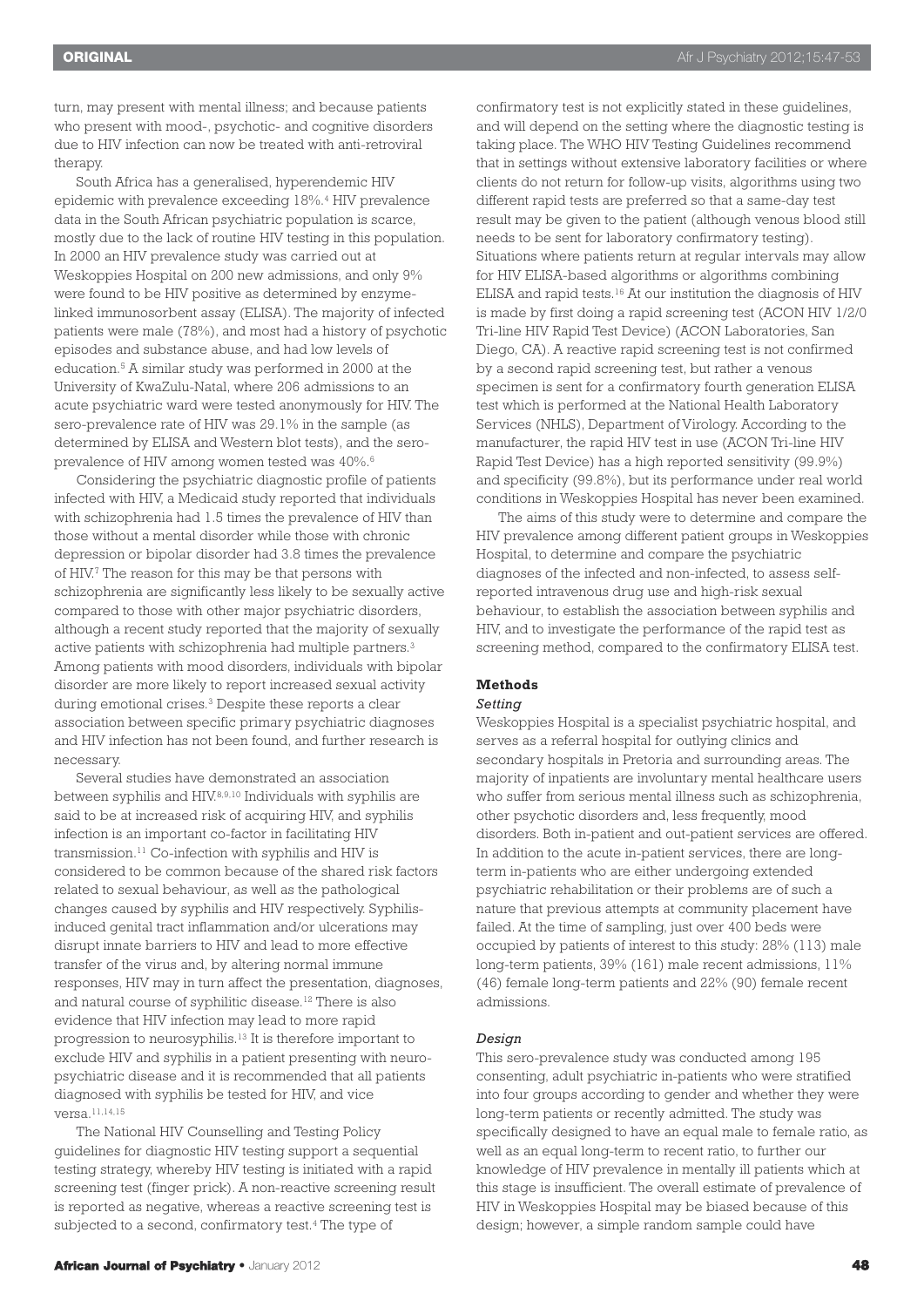turn, may present with mental illness; and because patients who present with mood-, psychotic- and cognitive disorders due to HIV infection can now be treated with anti-retroviral therapy.

South Africa has a generalised, hyperendemic HIV epidemic with prevalence exceeding 18%.[4] HIV prevalence data in the South African psychiatric population is scarce, mostly due to the lack of routine HIV testing in this population. In 2000 an HIV prevalence study was carried out at Weskoppies Hospital on 200 new admissions, and only 9% were found to be HIV positive as determined by enzyme-linked immunosorbent assay (ELISA). The majority of infected patients were male (78%), and most had a history of psychotic episodes and substance abuse, and had low levels of education.[5] A similar study was performed in 2000 at the University of KwaZulu-Natal, where 206 admissions to an acute psychiatric ward were tested anonymously for HIV. The sero-prevalence rate of HIV was 29.1% in the sample (as determined by ELISA and Western blot tests), and the sero-prevalence of HIV among women tested was 40%.[6]

Considering the psychiatric diagnostic profile of patients infected with HIV, a Medicaid study reported that individuals with schizophrenia had 1.5 times the prevalence of HIV than those without a mental disorder while those with chronic depression or bipolar disorder had 3.8 times the prevalence of HIV.[7] The reason for this may be that persons with schizophrenia are significantly less likely to be sexually active compared to those with other major psychiatric disorders, although a recent study reported that the majority of sexually active patients with schizophrenia had multiple partners.[3] Among patients with mood disorders, individuals with bipolar disorder are more likely to report increased sexual activity during emotional crises.[3] Despite these reports a clear association between specific primary psychiatric diagnoses and HIV infection has not been found, and further research is necessary.

Several studies have demonstrated an association between syphilis and HIV.[8,9,10] Individuals with syphilis are said to be at increased risk of acquiring HIV, and syphilis infection is an important co-factor in facilitating HIV transmission.[11] Co-infection with syphilis and HIV is considered to be common because of the shared risk factors related to sexual behaviour, as well as the pathological changes caused by syphilis and HIV respectively. Syphilis-induced genital tract inflammation and/or ulcerations may disrupt innate barriers to HIV and lead to more effective transfer of the virus and, by altering normal immune responses, HIV may in turn affect the presentation, diagnoses, and natural course of syphilitic disease.[12] There is also evidence that HIV infection may lead to more rapid progression to neurosyphilis.[13] It is therefore important to exclude HIV and syphilis in a patient presenting with neuro-psychiatric disease and it is recommended that all patients diagnosed with syphilis be tested for HIV, and vice versa.[11,14,15]

The National HIV Counselling and Testing Policy guidelines for diagnostic HIV testing support a sequential testing strategy, whereby HIV testing is initiated with a rapid screening test (finger prick). A non-reactive screening result is reported as negative, whereas a reactive screening test is subjected to a second, confirmatory test.[4] The type of confirmatory test is not explicitly stated in these guidelines, and will depend on the setting where the diagnostic testing is taking place. The WHO HIV Testing Guidelines recommend that in settings without extensive laboratory facilities or where clients do not return for follow-up visits, algorithms using two different rapid tests are preferred so that a same-day test result may be given to the patient (although venous blood still needs to be sent for laboratory confirmatory testing). Situations where patients return at regular intervals may allow for HIV ELISA-based algorithms or algorithms combining ELISA and rapid tests.[16] At our institution the diagnosis of HIV is made by first doing a rapid screening test (ACON HIV 1/2/0 Tri-line HIV Rapid Test Device) (ACON Laboratories, San Diego, CA). A reactive rapid screening test is not confirmed by a second rapid screening test, but rather a venous specimen is sent for a confirmatory fourth generation ELISA test which is performed at the National Health Laboratory Services (NHLS), Department of Virology. According to the manufacturer, the rapid HIV test in use (ACON Tri-line HIV Rapid Test Device) has a high reported sensitivity (99.9%) and specificity (99.8%), but its performance under real world conditions in Weskoppies Hospital has never been examined.

The aims of this study were to determine and compare the HIV prevalence among different patient groups in Weskoppies Hospital, to determine and compare the psychiatric diagnoses of the infected and non-infected, to assess self-reported intravenous drug use and high-risk sexual behaviour, to establish the association between syphilis and HIV, and to investigate the performance of the rapid test as screening method, compared to the confirmatory ELISA test.

## Methods

### *Setting*

Weskoppies Hospital is a specialist psychiatric hospital, and serves as a referral hospital for outlying clinics and secondary hospitals in Pretoria and surrounding areas. The majority of inpatients are involuntary mental healthcare users who suffer from serious mental illness such as schizophrenia, other psychotic disorders and, less frequently, mood disorders. Both in-patient and out-patient services are offered. In addition to the acute in-patient services, there are long-term in-patients who are either undergoing extended psychiatric rehabilitation or their problems are of such a nature that previous attempts at community placement have failed. At the time of sampling, just over 400 beds were occupied by patients of interest to this study: 28% (113) male long-term patients, 39% (161) male recent admissions, 11% (46) female long-term patients and 22% (90) female recent admissions.

### *Design*

This sero-prevalence study was conducted among 195 consenting, adult psychiatric in-patients who were stratified into four groups according to gender and whether they were long-term patients or recently admitted. The study was specifically designed to have an equal male to female ratio, as well as an equal long-term to recent ratio, to further our knowledge of HIV prevalence in mentally ill patients which at this stage is insufficient. The overall estimate of prevalence of HIV in Weskoppies Hospital may be biased because of this design; however, a simple random sample could have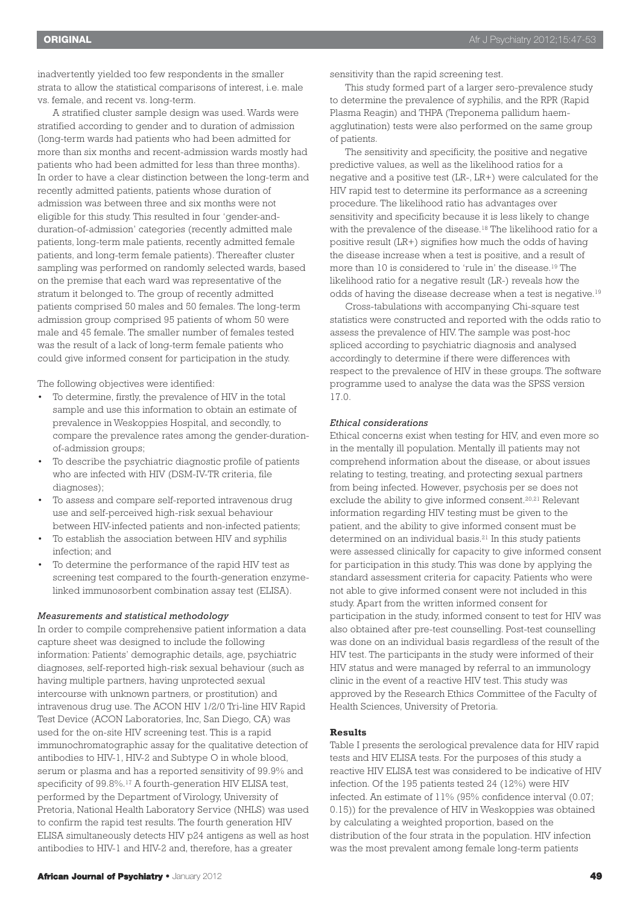inadvertently yielded too few respondents in the smaller strata to allow the statistical comparisons of interest, i.e. male vs. female, and recent vs. long-term.

A stratified cluster sample design was used. Wards were stratified according to gender and to duration of admission (long-term wards had patients who had been admitted for more than six months and recent-admission wards mostly had patients who had been admitted for less than three months). In order to have a clear distinction between the long-term and recently admitted patients, patients whose duration of admission was between three and six months were not eligible for this study. This resulted in four 'gender-and-duration-of-admission' categories (recently admitted male patients, long-term male patients, recently admitted female patients, and long-term female patients). Thereafter cluster sampling was performed on randomly selected wards, based on the premise that each ward was representative of the stratum it belonged to. The group of recently admitted patients comprised 50 males and 50 females. The long-term admission group comprised 95 patients of whom 50 were male and 45 female. The smaller number of females tested was the result of a lack of long-term female patients who could give informed consent for participation in the study.

The following objectives were identified:

- To determine, firstly, the prevalence of HIV in the total sample and use this information to obtain an estimate of prevalence in Weskoppies Hospital, and secondly, to compare the prevalence rates among the gender-duration-of-admission groups;
- To describe the psychiatric diagnostic profile of patients who are infected with HIV (DSM-IV-TR criteria, file diagnoses);
- To assess and compare self-reported intravenous drug use and self-perceived high-risk sexual behaviour between HIV-infected patients and non-infected patients;
- To establish the association between HIV and syphilis infection; and
- To determine the performance of the rapid HIV test as screening test compared to the fourth-generation enzyme-linked immunosorbent combination assay test (ELISA).

### *Measurements and statistical methodology*

In order to compile comprehensive patient information a data capture sheet was designed to include the following information: Patients' demographic details, age, psychiatric diagnoses, self-reported high-risk sexual behaviour (such as having multiple partners, having unprotected sexual intercourse with unknown partners, or prostitution) and intravenous drug use. The ACON HIV 1/2/0 Tri-line HIV Rapid Test Device (ACON Laboratories, Inc, San Diego, CA) was used for the on-site HIV screening test. This is a rapid immunochromatographic assay for the qualitative detection of antibodies to HIV-1, HIV-2 and Subtype O in whole blood, serum or plasma and has a reported sensitivity of 99.9% and specificity of 99.8%.[17] A fourth-generation HIV ELISA test, performed by the Department of Virology, University of Pretoria, National Health Laboratory Service (NHLS) was used to confirm the rapid test results. The fourth generation HIV ELISA simultaneously detects HIV p24 antigens as well as host antibodies to HIV-1 and HIV-2 and, therefore, has a greater sensitivity than the rapid screening test.

This study formed part of a larger sero-prevalence study to determine the prevalence of syphilis, and the RPR (Rapid Plasma Reagin) and THPA (Treponema pallidum haem-agglutination) tests were also performed on the same group of patients.

The sensitivity and specificity, the positive and negative predictive values, as well as the likelihood ratios for a negative and a positive test (LR-, LR+) were calculated for the HIV rapid test to determine its performance as a screening procedure. The likelihood ratio has advantages over sensitivity and specificity because it is less likely to change with the prevalence of the disease.[18] The likelihood ratio for a positive result (LR+) signifies how much the odds of having the disease increase when a test is positive, and a result of more than 10 is considered to 'rule in' the disease.[19] The likelihood ratio for a negative result (LR-) reveals how the odds of having the disease decrease when a test is negative.[19]

Cross-tabulations with accompanying Chi-square test statistics were constructed and reported with the odds ratio to assess the prevalence of HIV. The sample was post-hoc spliced according to psychiatric diagnosis and analysed accordingly to determine if there were differences with respect to the prevalence of HIV in these groups. The software programme used to analyse the data was the SPSS version 17.0.

### *Ethical considerations*

Ethical concerns exist when testing for HIV, and even more so in the mentally ill population. Mentally ill patients may not comprehend information about the disease, or about issues relating to testing, treating, and protecting sexual partners from being infected. However, psychosis per se does not exclude the ability to give informed consent.[20,21] Relevant information regarding HIV testing must be given to the patient, and the ability to give informed consent must be determined on an individual basis.[21] In this study patients were assessed clinically for capacity to give informed consent for participation in this study. This was done by applying the standard assessment criteria for capacity. Patients who were not able to give informed consent were not included in this study. Apart from the written informed consent for participation in the study, informed consent to test for HIV was also obtained after pre-test counselling. Post-test counselling was done on an individual basis regardless of the result of the HIV test. The participants in the study were informed of their HIV status and were managed by referral to an immunology clinic in the event of a reactive HIV test. This study was approved by the Research Ethics Committee of the Faculty of Health Sciences, University of Pretoria.

## Results

Table I presents the serological prevalence data for HIV rapid tests and HIV ELISA tests. For the purposes of this study a reactive HIV ELISA test was considered to be indicative of HIV infection. Of the 195 patients tested 24 (12%) were HIV infected. An estimate of 11% (95% confidence interval (0.07; 0.15)) for the prevalence of HIV in Weskoppies was obtained by calculating a weighted proportion, based on the distribution of the four strata in the population. HIV infection was the most prevalent among female long-term patients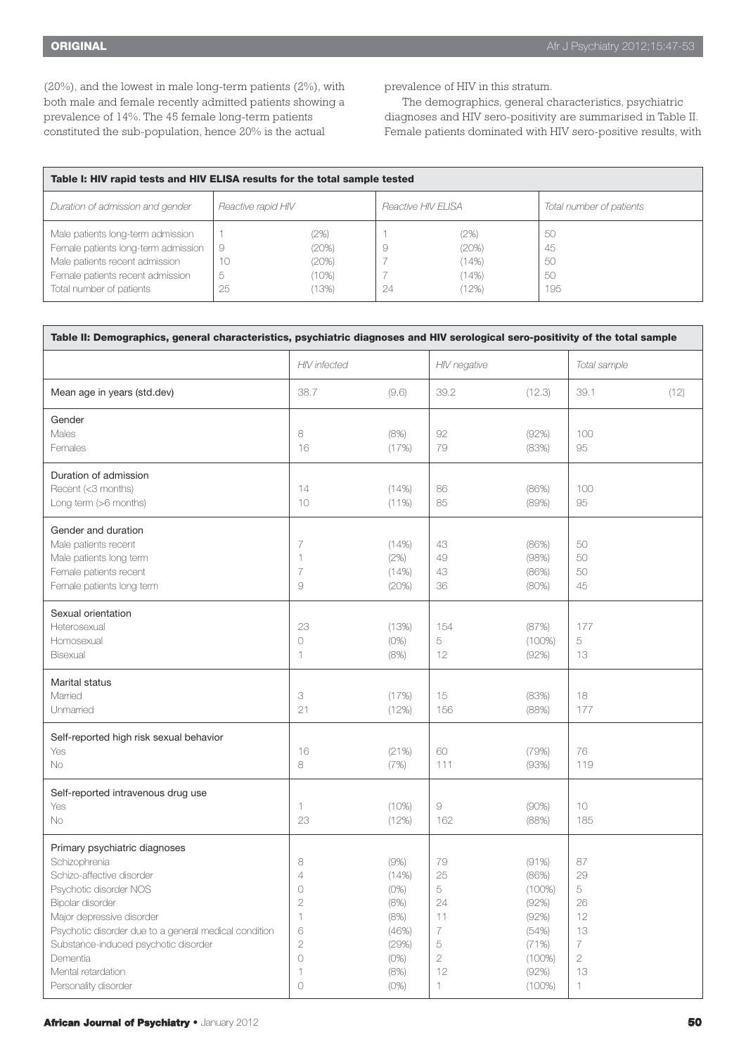(20%), and the lowest in male long-term patients (2%), with both male and female recently admitted patients showing a prevalence of 14%. The 45 female long-term patients constituted the sub-population, hence 20% is the actual prevalence of HIV in this stratum.

The demographics, general characteristics, psychiatric diagnoses and HIV sero-positivity are summarised in Table II. Female patients dominated with HIV sero-positive results, with

**Table I: HIV rapid tests and HIV ELISA results for the total sample tested**

| *Duration of admission and gender* | *Reactive rapid HIV* | | *Reactive HIV ELISA* | | *Total number of patients* |
|---|---|---|---|---|---|
| Male patients long-term admission | 1 | (2%) | 1 | (2%) | 50 |
| Female patients long-term admission | 9 | (20%) | 9 | (20%) | 45 |
| Male patients recent admission | 10 | (20%) | 7 | (14%) | 50 |
| Female patients recent admission | 5 | (10%) | 7 | (14%) | 50 |
| Total number of patients | 25 | (13%) | 24 | (12%) | 195 |

**Table II: Demographics, general characteristics, psychiatric diagnoses and HIV serological sero-positivity of the total sample**

| | *HIV infected* | | *HIV negative* | | *Total sample* | |
|---|---|---|---|---|---|---|
| Mean age in years (std.dev) | 38.7 | (9.6) | 39.2 | (12.3) | 39.1 | (12) |
| **Gender** | | | | | | |
| Males | 8 | (8%) | 92 | (92%) | 100 | |
| Females | 16 | (17%) | 79 | (83%) | 95 | |
| **Duration of admission** | | | | | | |
| Recent (<3 months) | 14 | (14%) | 86 | (86%) | 100 | |
| Long term (>6 months) | 10 | (11%) | 85 | (89%) | 95 | |
| **Gender and duration** | | | | | | |
| Male patients recent | 7 | (14%) | 43 | (86%) | 50 | |
| Male patients long term | 1 | (2%) | 49 | (98%) | 50 | |
| Female patients recent | 7 | (14%) | 43 | (86%) | 50 | |
| Female patients long term | 9 | (20%) | 36 | (80%) | 45 | |
| **Sexual orientation** | | | | | | |
| Heterosexual | 23 | (13%) | 154 | (87%) | 177 | |
| Homosexual | 0 | (0%) | 5 | (100%) | 5 | |
| Bisexual | 1 | (8%) | 12 | (92%) | 13 | |
| **Marital status** | | | | | | |
| Married | 3 | (17%) | 15 | (83%) | 18 | |
| Unmarried | 21 | (12%) | 156 | (88%) | 177 | |
| **Self-reported high risk sexual behavior** | | | | | | |
| Yes | 16 | (21%) | 60 | (79%) | 76 | |
| No | 8 | (7%) | 111 | (93%) | 119 | |
| **Self-reported intravenous drug use** | | | | | | |
| Yes | 1 | (10%) | 9 | (90%) | 10 | |
| No | 23 | (12%) | 162 | (88%) | 185 | |
| **Primary psychiatric diagnoses** | | | | | | |
| Schizophrenia | 8 | (9%) | 79 | (91%) | 87 | |
| Schizo-affective disorder | 4 | (14%) | 25 | (86%) | 29 | |
| Psychotic disorder NOS | 0 | (0%) | 5 | (100%) | 5 | |
| Bipolar disorder | 2 | (8%) | 24 | (92%) | 26 | |
| Major depressive disorder | 1 | (8%) | 11 | (92%) | 12 | |
| Psychotic disorder due to a general medical condition | 6 | (46%) | 7 | (54%) | 13 | |
| Substance-induced psychotic disorder | 2 | (29%) | 5 | (71%) | 7 | |
| Dementia | 0 | (0%) | 2 | (100%) | 2 | |
| Mental retardation | 1 | (8%) | 12 | (92%) | 13 | |
| Personality disorder | 0 | (0%) | 1 | (100%) | 1 | |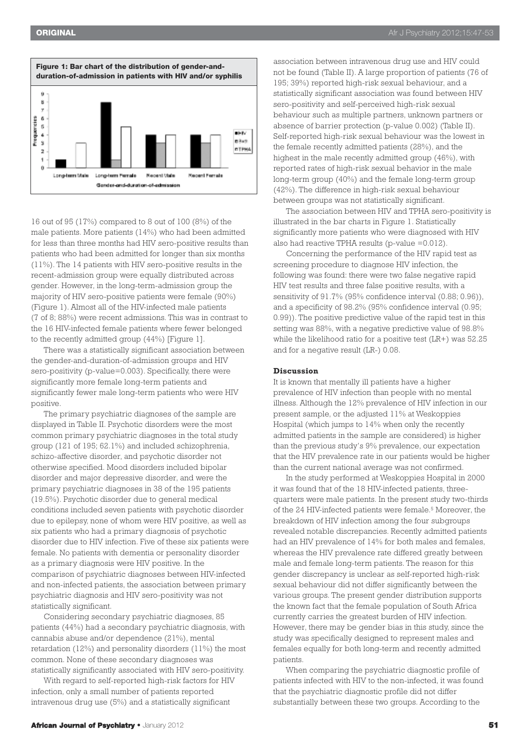**Figure 1: Bar chart of the distribution of gender-and-duration-of-admission in patients with HIV and/or syphilis**

16 out of 95 (17%) compared to 8 out of 100 (8%) of the male patients. More patients (14%) who had been admitted for less than three months had HIV sero-positive results than patients who had been admitted for longer than six months (11%). The 14 patients with HIV sero-positive results in the recent-admission group were equally distributed across gender. However, in the long-term-admission group the majority of HIV sero-positive patients were female (90%) (Figure 1). Almost all of the HIV-infected male patients (7 of 8; 88%) were recent admissions. This was in contrast to the 16 HIV-infected female patients where fewer belonged to the recently admitted group (44%) [Figure 1].

There was a statistically significant association between the gender-and-duration-of-admission groups and HIV sero-positivity (p-value=0.003). Specifically, there were significantly more female long-term patients and significantly fewer male long-term patients who were HIV positive.

The primary psychiatric diagnoses of the sample are displayed in Table II. Psychotic disorders were the most common primary psychiatric diagnoses in the total study group (121 of 195; 62.1%) and included schizophrenia, schizo-affective disorder, and psychotic disorder not otherwise specified. Mood disorders included bipolar disorder and major depressive disorder, and were the primary psychiatric diagnoses in 38 of the 195 patients (19.5%). Psychotic disorder due to general medical conditions included seven patients with psychotic disorder due to epilepsy, none of whom were HIV positive, as well as six patients who had a primary diagnosis of psychotic disorder due to HIV infection. Five of these six patients were female. No patients with dementia or personality disorder as a primary diagnosis were HIV positive. In the comparison of psychiatric diagnoses between HIV-infected and non-infected patients, the association between primary psychiatric diagnosis and HIV sero-positivity was not statistically significant.

Considering secondary psychiatric diagnoses, 85 patients (44%) had a secondary psychiatric diagnosis, with cannabis abuse and/or dependence (21%), mental retardation (12%) and personality disorders (11%) the most common. None of these secondary diagnoses was statistically significantly associated with HIV sero-positivity.

With regard to self-reported high-risk factors for HIV infection, only a small number of patients reported intravenous drug use (5%) and a statistically significant association between intravenous drug use and HIV could not be found (Table II). A large proportion of patients (76 of 195; 39%) reported high-risk sexual behaviour, and a statistically significant association was found between HIV sero-positivity and self-perceived high-risk sexual behaviour such as multiple partners, unknown partners or absence of barrier protection (p-value 0.002) (Table II). Self-reported high-risk sexual behaviour was the lowest in the female recently admitted patients (28%), and the highest in the male recently admitted group (46%), with reported rates of high-risk sexual behavior in the male long-term group (40%) and the female long-term group (42%). The difference in high-risk sexual behaviour between groups was not statistically significant.

The association between HIV and TPHA sero-positivity is illustrated in the bar charts in Figure 1. Statistically significantly more patients who were diagnosed with HIV also had reactive TPHA results (p-value =0.012).

Concerning the performance of the HIV rapid test as screening procedure to diagnose HIV infection, the following was found: there were two false negative rapid HIV test results and three false positive results, with a sensitivity of 91.7% (95% confidence interval (0.88; 0.96)), and a specificity of 98.2% (95% confidence interval (0.95; 0.99)). The positive predictive value of the rapid test in this setting was 88%, with a negative predictive value of 98.8% while the likelihood ratio for a positive test (LR+) was 52.25 and for a negative result (LR-) 0.08.

## Discussion

It is known that mentally ill patients have a higher prevalence of HIV infection than people with no mental illness. Although the 12% prevalence of HIV infection in our present sample, or the adjusted 11% at Weskoppies Hospital (which jumps to 14% when only the recently admitted patients in the sample are considered) is higher than the previous study's 9% prevalence, our expectation that the HIV prevalence rate in our patients would be higher than the current national average was not confirmed.

In the study performed at Weskoppies Hospital in 2000 it was found that of the 18 HIV-infected patients, three-quarters were male patients. In the present study two-thirds of the 24 HIV-infected patients were female.[5] Moreover, the breakdown of HIV infection among the four subgroups revealed notable discrepancies. Recently admitted patients had an HIV prevalence of 14% for both males and females, whereas the HIV prevalence rate differed greatly between male and female long-term patients. The reason for this gender discrepancy is unclear as self-reported high-risk sexual behaviour did not differ significantly between the various groups. The present gender distribution supports the known fact that the female population of South Africa currently carries the greatest burden of HIV infection. However, there may be gender bias in this study, since the study was specifically designed to represent males and females equally for both long-term and recently admitted patients.

When comparing the psychiatric diagnostic profile of patients infected with HIV to the non-infected, it was found that the psychiatric diagnostic profile did not differ substantially between these two groups. According to the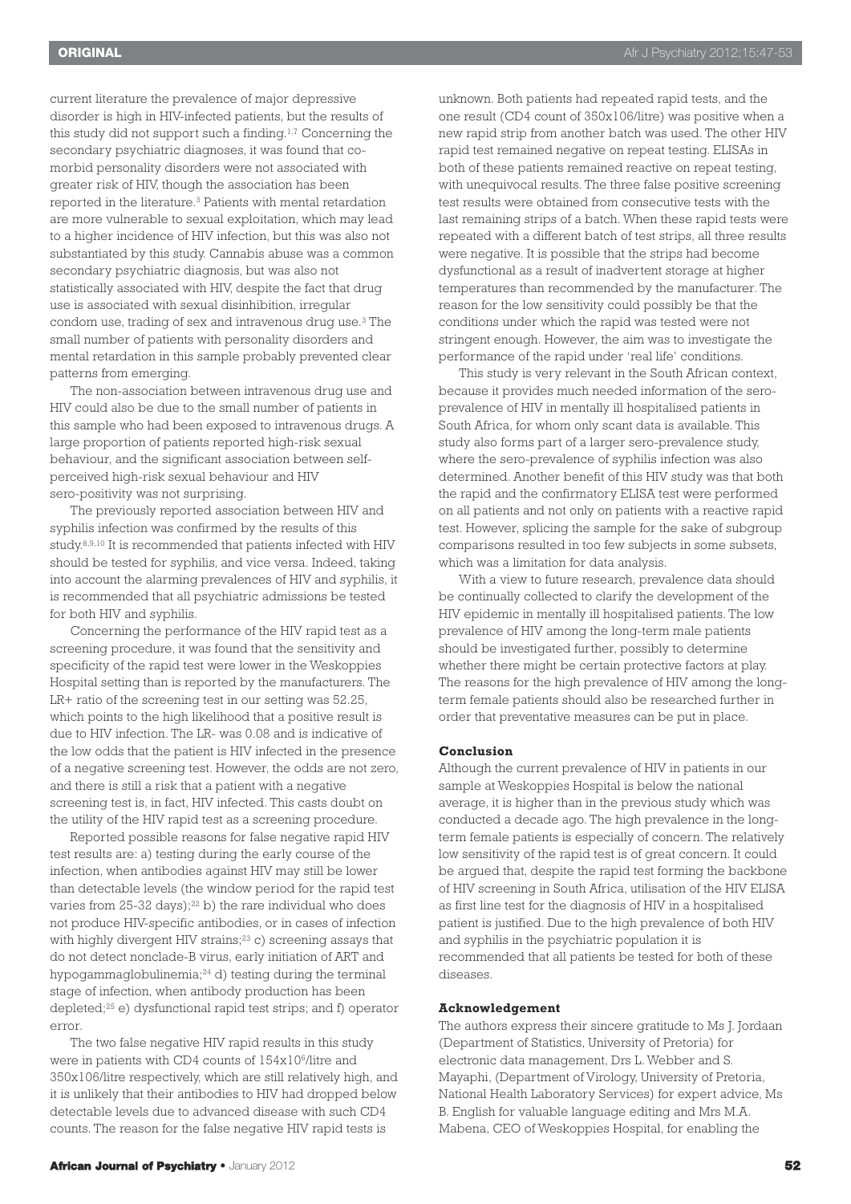current literature the prevalence of major depressive disorder is high in HIV-infected patients, but the results of this study did not support such a finding.[1,7] Concerning the secondary psychiatric diagnoses, it was found that co-morbid personality disorders were not associated with greater risk of HIV, though the association has been reported in the literature.[3] Patients with mental retardation are more vulnerable to sexual exploitation, which may lead to a higher incidence of HIV infection, but this was also not substantiated by this study. Cannabis abuse was a common secondary psychiatric diagnosis, but was also not statistically associated with HIV, despite the fact that drug use is associated with sexual disinhibition, irregular condom use, trading of sex and intravenous drug use.[3] The small number of patients with personality disorders and mental retardation in this sample probably prevented clear patterns from emerging.

The non-association between intravenous drug use and HIV could also be due to the small number of patients in this sample who had been exposed to intravenous drugs. A large proportion of patients reported high-risk sexual behaviour, and the significant association between self-perceived high-risk sexual behaviour and HIV sero-positivity was not surprising.

The previously reported association between HIV and syphilis infection was confirmed by the results of this study.[8,9,10] It is recommended that patients infected with HIV should be tested for syphilis, and vice versa. Indeed, taking into account the alarming prevalences of HIV and syphilis, it is recommended that all psychiatric admissions be tested for both HIV and syphilis.

Concerning the performance of the HIV rapid test as a screening procedure, it was found that the sensitivity and specificity of the rapid test were lower in the Weskoppies Hospital setting than is reported by the manufacturers. The LR+ ratio of the screening test in our setting was 52.25, which points to the high likelihood that a positive result is due to HIV infection. The LR- was 0.08 and is indicative of the low odds that the patient is HIV infected in the presence of a negative screening test. However, the odds are not zero, and there is still a risk that a patient with a negative screening test is, in fact, HIV infected. This casts doubt on the utility of the HIV rapid test as a screening procedure.

Reported possible reasons for false negative rapid HIV test results are: a) testing during the early course of the infection, when antibodies against HIV may still be lower than detectable levels (the window period for the rapid test varies from 25-32 days);[22] b) the rare individual who does not produce HIV-specific antibodies, or in cases of infection with highly divergent HIV strains;[23] c) screening assays that do not detect nonclade-B virus, early initiation of ART and hypogammaglobulinemia;[24] d) testing during the terminal stage of infection, when antibody production has been depleted;[25] e) dysfunctional rapid test strips; and f) operator error.

The two false negative HIV rapid results in this study were in patients with CD4 counts of $154\times10^6$/litre and 350x106/litre respectively, which are still relatively high, and it is unlikely that their antibodies to HIV had dropped below detectable levels due to advanced disease with such CD4 counts. The reason for the false negative HIV rapid tests is unknown. Both patients had repeated rapid tests, and the one result (CD4 count of 350x106/litre) was positive when a new rapid strip from another batch was used. The other HIV rapid test remained negative on repeat testing. ELISAs in both of these patients remained reactive on repeat testing, with unequivocal results. The three false positive screening test results were obtained from consecutive tests with the last remaining strips of a batch. When these rapid tests were repeated with a different batch of test strips, all three results were negative. It is possible that the strips had become dysfunctional as a result of inadvertent storage at higher temperatures than recommended by the manufacturer. The reason for the low sensitivity could possibly be that the conditions under which the rapid was tested were not stringent enough. However, the aim was to investigate the performance of the rapid under 'real life' conditions.

This study is very relevant in the South African context, because it provides much needed information of the sero-prevalence of HIV in mentally ill hospitalised patients in South Africa, for whom only scant data is available. This study also forms part of a larger sero-prevalence study, where the sero-prevalence of syphilis infection was also determined. Another benefit of this HIV study was that both the rapid and the confirmatory ELISA test were performed on all patients and not only on patients with a reactive rapid test. However, splicing the sample for the sake of subgroup comparisons resulted in too few subjects in some subsets, which was a limitation for data analysis.

With a view to future research, prevalence data should be continually collected to clarify the development of the HIV epidemic in mentally ill hospitalised patients. The low prevalence of HIV among the long-term male patients should be investigated further, possibly to determine whether there might be certain protective factors at play. The reasons for the high prevalence of HIV among the long-term female patients should also be researched further in order that preventative measures can be put in place.

**Conclusion**

Although the current prevalence of HIV in patients in our sample at Weskoppies Hospital is below the national average, it is higher than in the previous study which was conducted a decade ago. The high prevalence in the long-term female patients is especially of concern. The relatively low sensitivity of the rapid test is of great concern. It could be argued that, despite the rapid test forming the backbone of HIV screening in South Africa, utilisation of the HIV ELISA as first line test for the diagnosis of HIV in a hospitalised patient is justified. Due to the high prevalence of both HIV and syphilis in the psychiatric population it is recommended that all patients be tested for both of these diseases.

**Acknowledgement**

The authors express their sincere gratitude to Ms J. Jordaan (Department of Statistics, University of Pretoria) for electronic data management, Drs L. Webber and S. Mayaphi, (Department of Virology, University of Pretoria, National Health Laboratory Services) for expert advice, Ms B. English for valuable language editing and Mrs M.A. Mabena, CEO of Weskoppies Hospital, for enabling the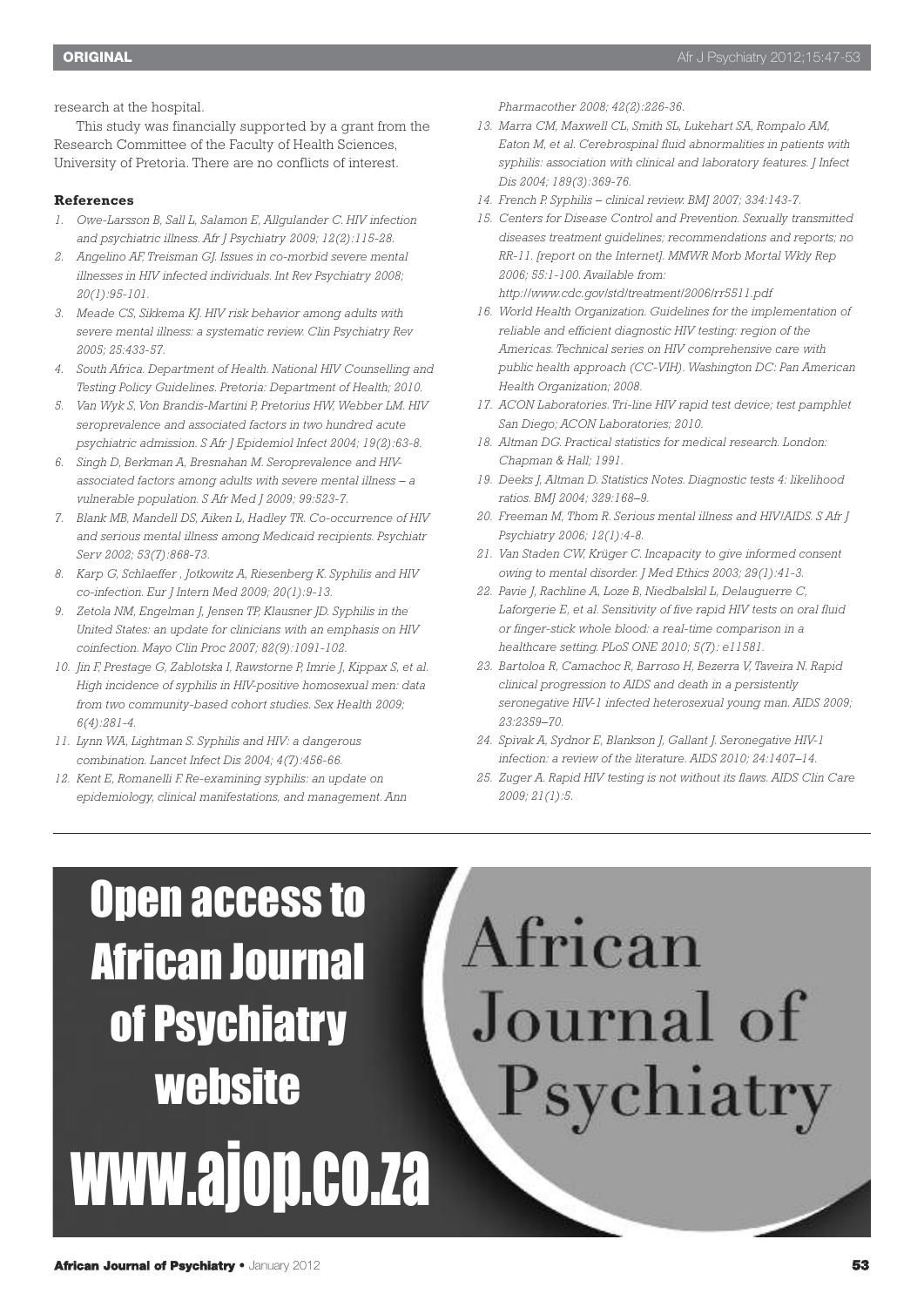research at the hospital.

This study was financially supported by a grant from the Research Committee of the Faculty of Health Sciences, University of Pretoria. There are no conflicts of interest.

### References

1. Owe-Larsson B, Sall L, Salamon E, Allgulander C. HIV infection and psychiatric illness. Afr J Psychiatry 2009; 12(2):115-28.
2. Angelino AF, Treisman GJ. Issues in co-morbid severe mental illnesses in HIV infected individuals. Int Rev Psychiatry 2008; 20(1):95-101.
3. Meade CS, Sikkema KJ. HIV risk behavior among adults with severe mental illness: a systematic review. Clin Psychiatry Rev 2005; 25:433-57.
4. South Africa. Department of Health. National HIV Counselling and Testing Policy Guidelines. Pretoria: Department of Health; 2010.
5. Van Wyk S, Von Brandis-Martini P, Pretorius HW, Webber LM. HIV seroprevalence and associated factors in two hundred acute psychiatric admission. S Afr J Epidemiol Infect 2004; 19(2):63-8.
6. Singh D, Berkman A, Bresnahan M. Seroprevalence and HIV-associated factors among adults with severe mental illness – a vulnerable population. S Afr Med J 2009; 99:523-7.
7. Blank MB, Mandell DS, Aiken L, Hadley TR. Co-occurrence of HIV and serious mental illness among Medicaid recipients. Psychiatr Serv 2002; 53(7):868-73.
8. Karp G, Schlaeffer , Jotkowitz A, Riesenberg K. Syphilis and HIV co-infection. Eur J Intern Med 2009; 20(1):9-13.
9. Zetola NM, Engelman J, Jensen TP, Klausner JD. Syphilis in the United States: an update for clinicians with an emphasis on HIV coinfection. Mayo Clin Proc 2007; 82(9):1091-102.
10. Jin F, Prestage G, Zablotska I, Rawstorne P, Imrie J, Kippax S, et al. High incidence of syphilis in HIV-positive homosexual men: data from two community-based cohort studies. Sex Health 2009; 6(4):281-4.
11. Lynn WA, Lightman S. Syphilis and HIV: a dangerous combination. Lancet Infect Dis 2004; 4(7):456-66.
12. Kent E, Romanelli F. Re-examining syphilis: an update on epidemiology, clinical manifestations, and management. Ann Pharmacother 2008; 42(2):226-36.
13. Marra CM, Maxwell CL, Smith SL, Lukehart SA, Rompalo AM, Eaton M, et al. Cerebrospinal fluid abnormalities in patients with syphilis: association with clinical and laboratory features. J Infect Dis 2004; 189(3):369-76.
14. French P. Syphilis – clinical review. BMJ 2007; 334:143-7.
15. Centers for Disease Control and Prevention. Sexually transmitted diseases treatment guidelines; recommendations and reports; no RR-11. [report on the Internet]. MMWR Morb Mortal Wkly Rep 2006; 55:1-100. Available from: http://www.cdc.gov/std/treatment/2006/rr5511.pdf
16. World Health Organization. Guidelines for the implementation of reliable and efficient diagnostic HIV testing: region of the Americas. Technical series on HIV comprehensive care with public health approach (CC-VIH). Washington DC: Pan American Health Organization; 2008.
17. ACON Laboratories. Tri-line HIV rapid test device; test pamphlet San Diego; ACON Laboratories; 2010.
18. Altman DG. Practical statistics for medical research. London: Chapman & Hall; 1991.
19. Deeks J, Altman D. Statistics Notes. Diagnostic tests 4: likelihood ratios. BMJ 2004; 329:168–9.
20. Freeman M, Thom R. Serious mental illness and HIV/AIDS. S Afr J Psychiatry 2006; 12(1):4-8.
21. Van Staden CW, Krüger C. Incapacity to give informed consent owing to mental disorder. J Med Ethics 2003; 29(1):41-3.
22. Pavie J, Rachline A, Loze B, Niedbalskil L, Delauguerre C, Laforgerie E, et al. Sensitivity of five rapid HIV tests on oral fluid or finger-stick whole blood: a real-time comparison in a healthcare setting. PLoS ONE 2010; 5(7): e11581.
23. Bartoloa R, Camachoc R, Barroso H, Bezerra V, Taveira N. Rapid clinical progression to AIDS and death in a persistently seronegative HIV-1 infected heterosexual young man. AIDS 2009; 23:2359–70.
24. Spivak A, Sydnor E, Blankson J, Gallant J. Seronegative HIV-1 infection: a review of the literature. AIDS 2010; 24:1407–14.
25. Zuger A. Rapid HIV testing is not without its flaws. AIDS Clin Care 2009; 21(1):5.

Open access to African Journal of Psychiatry website

www.ajop.co.za

African Journal of Psychiatry